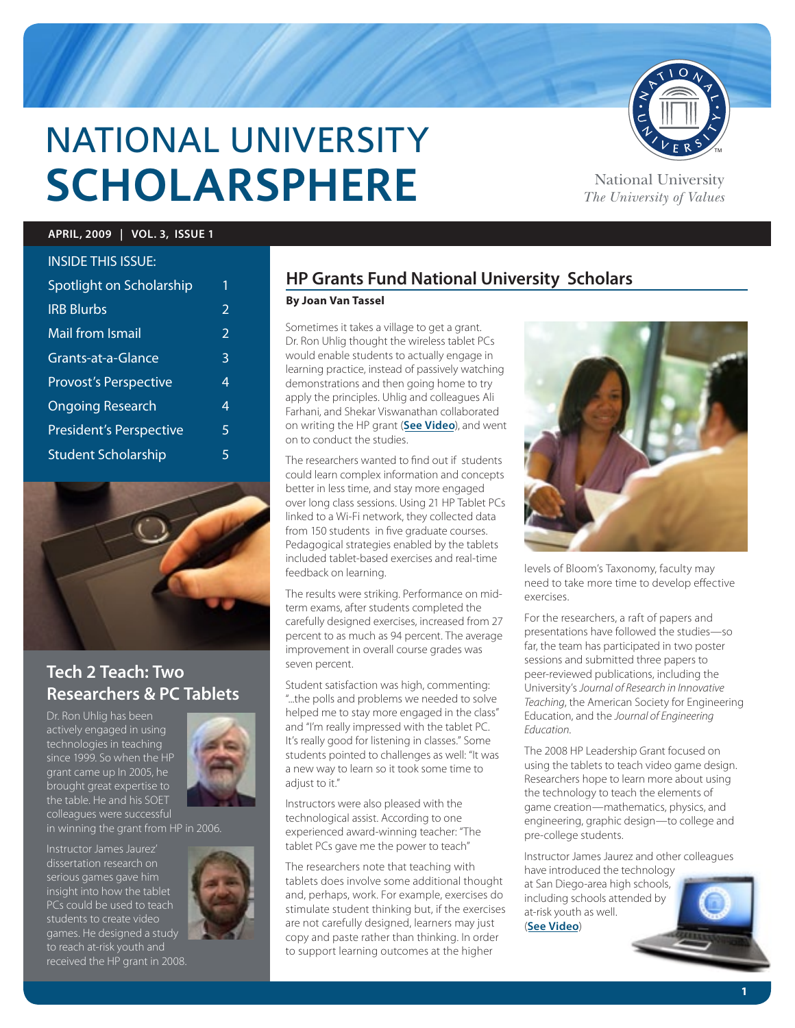# NATIONAL UNIVERSITY SCHOLARSPHERE

National University
*The University of Values*

**APRIL, 2009 | VOL. 3, ISSUE 1**

INSIDE THIS ISSUE:

| | |
|---|---|
| Spotlight on Scholarship | 1 |
| IRB Blurbs | 2 |
| Mail from Ismail | 2 |
| Grants-at-a-Glance | 3 |
| Provost's Perspective | 4 |
| Ongoing Research | 4 |
| President's Perspective | 5 |
| Student Scholarship | 5 |

## Tech 2 Teach: Two Researchers & PC Tablets

Dr. Ron Uhlig has been actively engaged in using technologies in teaching since 1999. So when the HP grant came up In 2005, he brought great expertise to the table. He and his SOET colleagues were successful in winning the grant from HP in 2006.

Instructor James Jaurez' dissertation research on serious games gave him insight into how the tablet PCs could be used to teach students to create video games. He designed a study to reach at-risk youth and received the HP grant in 2008.

## HP Grants Fund National University Scholars

**By Joan Van Tassel**

Sometimes it takes a village to get a grant. Dr. Ron Uhlig thought the wireless tablet PCs would enable students to actually engage in learning practice, instead of passively watching demonstrations and then going home to try apply the principles. Uhlig and colleagues Ali Farhani, and Shekar Viswanathan collaborated on writing the HP grant (**See Video**), and went on to conduct the studies.

The researchers wanted to find out if students could learn complex information and concepts better in less time, and stay more engaged over long class sessions. Using 21 HP Tablet PCs linked to a Wi-Fi network, they collected data from 150 students in five graduate courses. Pedagogical strategies enabled by the tablets included tablet-based exercises and real-time feedback on learning.

The results were striking. Performance on mid-term exams, after students completed the carefully designed exercises, increased from 27 percent to as much as 94 percent. The average improvement in overall course grades was seven percent.

Student satisfaction was high, commenting: "...the polls and problems we needed to solve helped me to stay more engaged in the class" and "I'm really impressed with the tablet PC. It's really good for listening in classes." Some students pointed to challenges as well: "It was a new way to learn so it took some time to adjust to it."

Instructors were also pleased with the technological assist. According to one experienced award-winning teacher: "The tablet PCs gave me the power to teach"

The researchers note that teaching with tablets does involve some additional thought and, perhaps, work. For example, exercises do stimulate student thinking but, if the exercises are not carefully designed, learners may just copy and paste rather than thinking. In order to support learning outcomes at the higher levels of Bloom's Taxonomy, faculty may need to take more time to develop effective exercises.

For the researchers, a raft of papers and presentations have followed the studies—so far, the team has participated in two poster sessions and submitted three papers to peer-reviewed publications, including the University's *Journal of Research in Innovative Teaching*, the American Society for Engineering Education, and the *Journal of Engineering Education*.

The 2008 HP Leadership Grant focused on using the tablets to teach video game design. Researchers hope to learn more about using the technology to teach the elements of game creation—mathematics, physics, and engineering, graphic design—to college and pre-college students.

Instructor James Jaurez and other colleagues have introduced the technology at San Diego-area high schools, including schools attended by at-risk youth as well. (**See Video**)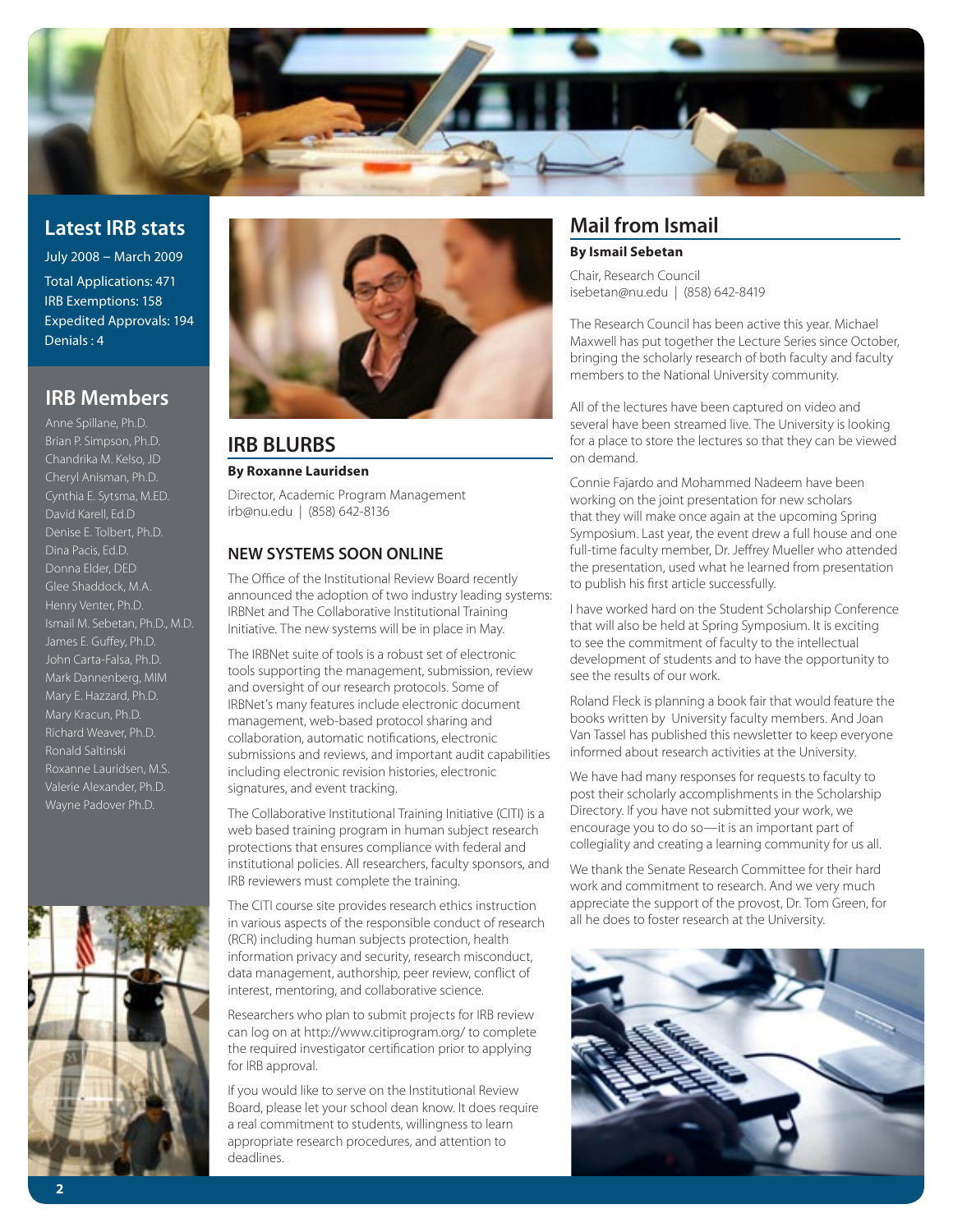## Latest IRB stats

July 2008 – March 2009

Total Applications: 471
IRB Exemptions: 158
Expedited Approvals: 194
Denials : 4

## IRB Members

Anne Spillane, Ph.D.
Brian P. Simpson, Ph.D.
Chandrika M. Kelso, JD
Cheryl Anisman, Ph.D.
Cynthia E. Sytsma, M.ED.
David Karell, Ed.D
Denise E. Tolbert, Ph.D.
Dina Pacis, Ed.D.
Donna Elder, DED
Glee Shaddock, M.A.
Henry Venter, Ph.D.
Ismail M. Sebetan, Ph.D., M.D.
James E. Guffey, Ph.D.
John Carta-Falsa, Ph.D.
Mark Dannenberg, MIM
Mary E. Hazzard, Ph.D.
Mary Kracun, Ph.D.
Richard Weaver, Ph.D.
Ronald Saltinski
Roxanne Lauridsen, M.S.
Valerie Alexander, Ph.D.
Wayne Padover Ph.D.

## IRB BLURBS

**By Roxanne Lauridsen**

Director, Academic Program Management
irb@nu.edu | (858) 642-8136

### NEW SYSTEMS SOON ONLINE

The Office of the Institutional Review Board recently announced the adoption of two industry leading systems: IRBNet and The Collaborative Institutional Training Initiative. The new systems will be in place in May.

The IRBNet suite of tools is a robust set of electronic tools supporting the management, submission, review and oversight of our research protocols. Some of IRBNet's many features include electronic document management, web-based protocol sharing and collaboration, automatic notifications, electronic submissions and reviews, and important audit capabilities including electronic revision histories, electronic signatures, and event tracking.

The Collaborative Institutional Training Initiative (CITI) is a web based training program in human subject research protections that ensures compliance with federal and institutional policies. All researchers, faculty sponsors, and IRB reviewers must complete the training.

The CITI course site provides research ethics instruction in various aspects of the responsible conduct of research (RCR) including human subjects protection, health information privacy and security, research misconduct, data management, authorship, peer review, conflict of interest, mentoring, and collaborative science.

Researchers who plan to submit projects for IRB review can log on at http://www.citiprogram.org/ to complete the required investigator certification prior to applying for IRB approval.

If you would like to serve on the Institutional Review Board, please let your school dean know. It does require a real commitment to students, willingness to learn appropriate research procedures, and attention to deadlines.

## Mail from Ismail

**By Ismail Sebetan**

Chair, Research Council
isebetan@nu.edu | (858) 642-8419

The Research Council has been active this year. Michael Maxwell has put together the Lecture Series since October, bringing the scholarly research of both faculty and faculty members to the National University community.

All of the lectures have been captured on video and several have been streamed live. The University is looking for a place to store the lectures so that they can be viewed on demand.

Connie Fajardo and Mohammed Nadeem have been working on the joint presentation for new scholars that they will make once again at the upcoming Spring Symposium. Last year, the event drew a full house and one full-time faculty member, Dr. Jeffrey Mueller who attended the presentation, used what he learned from presentation to publish his first article successfully.

I have worked hard on the Student Scholarship Conference that will also be held at Spring Symposium. It is exciting to see the commitment of faculty to the intellectual development of students and to have the opportunity to see the results of our work.

Roland Fleck is planning a book fair that would feature the books written by University faculty members. And Joan Van Tassel has published this newsletter to keep everyone informed about research activities at the University.

We have had many responses for requests to faculty to post their scholarly accomplishments in the Scholarship Directory. If you have not submitted your work, we encourage you to do so—it is an important part of collegiality and creating a learning community for us all.

We thank the Senate Research Committee for their hard work and commitment to research. And we very much appreciate the support of the provost, Dr. Tom Green, for all he does to foster research at the University.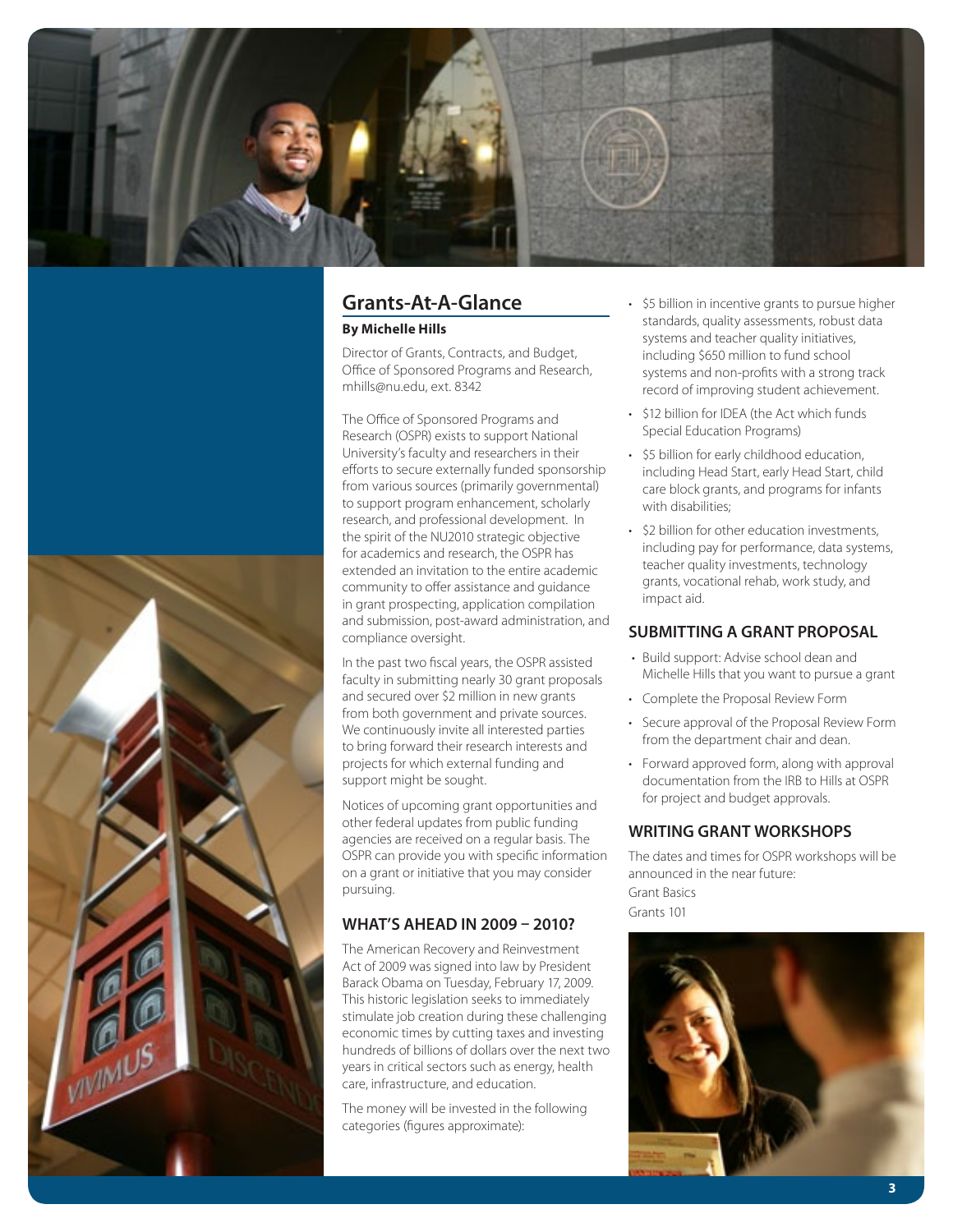## Grants-At-A-Glance

**By Michelle Hills**

Director of Grants, Contracts, and Budget, Office of Sponsored Programs and Research, mhills@nu.edu, ext. 8342

The Office of Sponsored Programs and Research (OSPR) exists to support National University's faculty and researchers in their efforts to secure externally funded sponsorship from various sources (primarily governmental) to support program enhancement, scholarly research, and professional development. In the spirit of the NU2010 strategic objective for academics and research, the OSPR has extended an invitation to the entire academic community to offer assistance and guidance in grant prospecting, application compilation and submission, post-award administration, and compliance oversight.

In the past two fiscal years, the OSPR assisted faculty in submitting nearly 30 grant proposals and secured over $2 million in new grants from both government and private sources. We continuously invite all interested parties to bring forward their research interests and projects for which external funding and support might be sought.

Notices of upcoming grant opportunities and other federal updates from public funding agencies are received on a regular basis. The OSPR can provide you with specific information on a grant or initiative that you may consider pursuing.

### WHAT'S AHEAD IN 2009 – 2010?

The American Recovery and Reinvestment Act of 2009 was signed into law by President Barack Obama on Tuesday, February 17, 2009. This historic legislation seeks to immediately stimulate job creation during these challenging economic times by cutting taxes and investing hundreds of billions of dollars over the next two years in critical sectors such as energy, health care, infrastructure, and education.

The money will be invested in the following categories (figures approximate):

- $5 billion in incentive grants to pursue higher standards, quality assessments, robust data systems and teacher quality initiatives, including $650 million to fund school systems and non-profits with a strong track record of improving student achievement.
- $12 billion for IDEA (the Act which funds Special Education Programs)
- $5 billion for early childhood education, including Head Start, early Head Start, child care block grants, and programs for infants with disabilities;
- $2 billion for other education investments, including pay for performance, data systems, teacher quality investments, technology grants, vocational rehab, work study, and impact aid.

### SUBMITTING A GRANT PROPOSAL

- Build support: Advise school dean and Michelle Hills that you want to pursue a grant
- Complete the Proposal Review Form
- Secure approval of the Proposal Review Form from the department chair and dean.
- Forward approved form, along with approval documentation from the IRB to Hills at OSPR for project and budget approvals.

### WRITING GRANT WORKSHOPS

The dates and times for OSPR workshops will be announced in the near future:

Grant Basics

Grants 101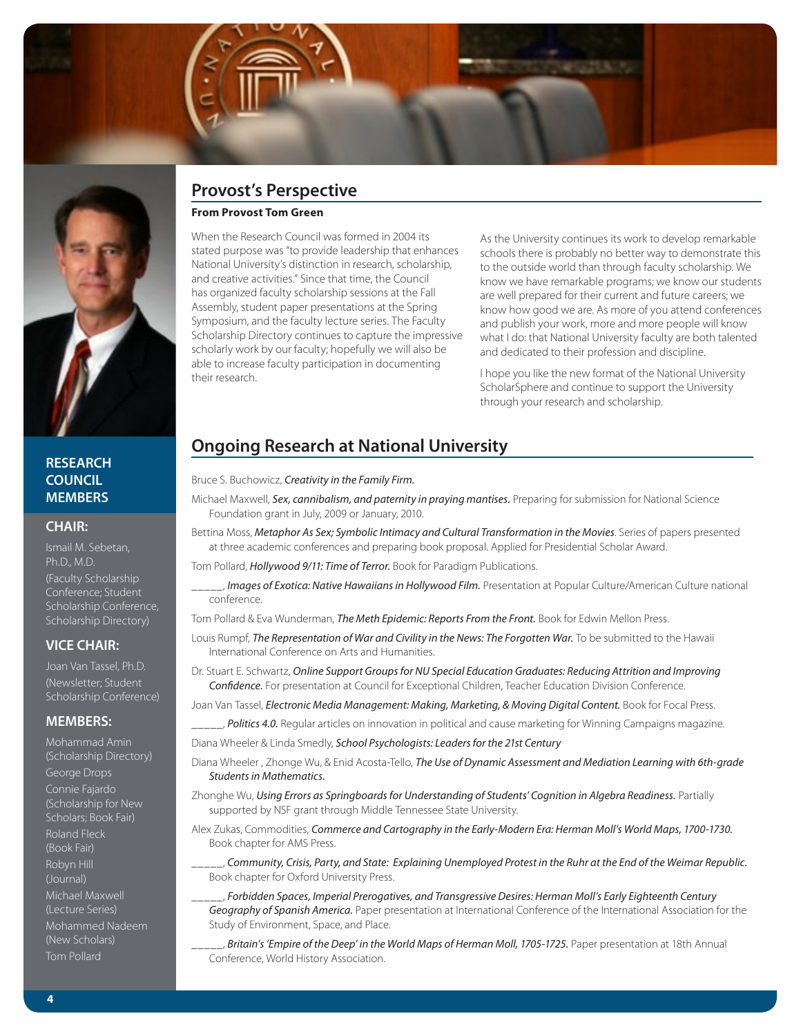## Provost's Perspective

**From Provost Tom Green**

When the Research Council was formed in 2004 its stated purpose was "to provide leadership that enhances National University's distinction in research, scholarship, and creative activities." Since that time, the Council has organized faculty scholarship sessions at the Fall Assembly, student paper presentations at the Spring Symposium, and the faculty lecture series. The Faculty Scholarship Directory continues to capture the impressive scholarly work by our faculty; hopefully we will also be able to increase faculty participation in documenting their research.

As the University continues its work to develop remarkable schools there is probably no better way to demonstrate this to the outside world than through faculty scholarship. We know we have remarkable programs; we know our students are well prepared for their current and future careers; we know how good we are. As more of you attend conferences and publish your work, more and more people will know what I do: that National University faculty are both talented and dedicated to their profession and discipline.

I hope you like the new format of the National University ScholarSphere and continue to support the University through your research and scholarship.

## Research Council Members

### Chair:

Ismail M. Sebetan, Ph.D., M.D. (Faculty Scholarship Conference; Student Scholarship Conference, Scholarship Directory)

### Vice Chair:

Joan Van Tassel, Ph.D. (Newsletter; Student Scholarship Conference)

### Members:

Mohammad Amin (Scholarship Directory)
George Drops
Connie Fajardo (Scholarship for New Scholars; Book Fair)
Roland Fleck (Book Fair)
Robyn Hill (Journal)
Michael Maxwell (Lecture Series)
Mohammed Nadeem (New Scholars)
Tom Pollard

## Ongoing Research at National University

Bruce S. Buchowicz, ***Creativity in the Family Firm.***

Michael Maxwell, ***Sex, cannibalism, and paternity in praying mantises.*** Preparing for submission for National Science Foundation grant in July, 2009 or January, 2010.

Bettina Moss, ***Metaphor As Sex; Symbolic Intimacy and Cultural Transformation in the Movies***. Series of papers presented at three academic conferences and preparing book proposal. Applied for Presidential Scholar Award.

Tom Pollard, ***Hollywood 9/11: Time of Terror.*** Book for Paradigm Publications.

_____, ***Images of Exotica: Native Hawaiians in Hollywood Film.*** Presentation at Popular Culture/American Culture national conference.

Tom Pollard & Eva Wunderman, ***The Meth Epidemic: Reports From the Front.*** Book for Edwin Mellon Press.

Louis Rumpf, ***The Representation of War and Civility in the News: The Forgotten War.*** To be submitted to the Hawaii International Conference on Arts and Humanities.

Dr. Stuart E. Schwartz, ***Online Support Groups for NU Special Education Graduates: Reducing Attrition and Improving Confidence.*** For presentation at Council for Exceptional Children, Teacher Education Division Conference.

Joan Van Tassel, ***Electronic Media Management: Making, Marketing, & Moving Digital Content.*** Book for Focal Press.

_____, ***Politics 4.0.*** Regular articles on innovation in political and cause marketing for Winning Campaigns magazine.

Diana Wheeler & Linda Smedly, ***School Psychologists: Leaders for the 21st Century***

Diana Wheeler , Zhonge Wu, & Enid Acosta-Tello, ***The Use of Dynamic Assessment and Mediation Learning with 6th-grade Students in Mathematics.***

Zhonghe Wu, ***Using Errors as Springboards for Understanding of Students' Cognition in Algebra Readiness.*** Partially supported by NSF grant through Middle Tennessee State University.

Alex Zukas, Commodities, ***Commerce and Cartography in the Early-Modern Era: Herman Moll's World Maps, 1700-1730.*** Book chapter for AMS Press.

_____, ***Community, Crisis, Party, and State: Explaining Unemployed Protest in the Ruhr at the End of the Weimar Republic.*** Book chapter for Oxford University Press.

_____, ***Forbidden Spaces, Imperial Prerogatives, and Transgressive Desires: Herman Moll's Early Eighteenth Century Geography of Spanish America.*** Paper presentation at International Conference of the International Association for the Study of Environment, Space, and Place.

_____, ***Britain's 'Empire of the Deep' in the World Maps of Herman Moll, 1705-1725.*** Paper presentation at 18th Annual Conference, World History Association.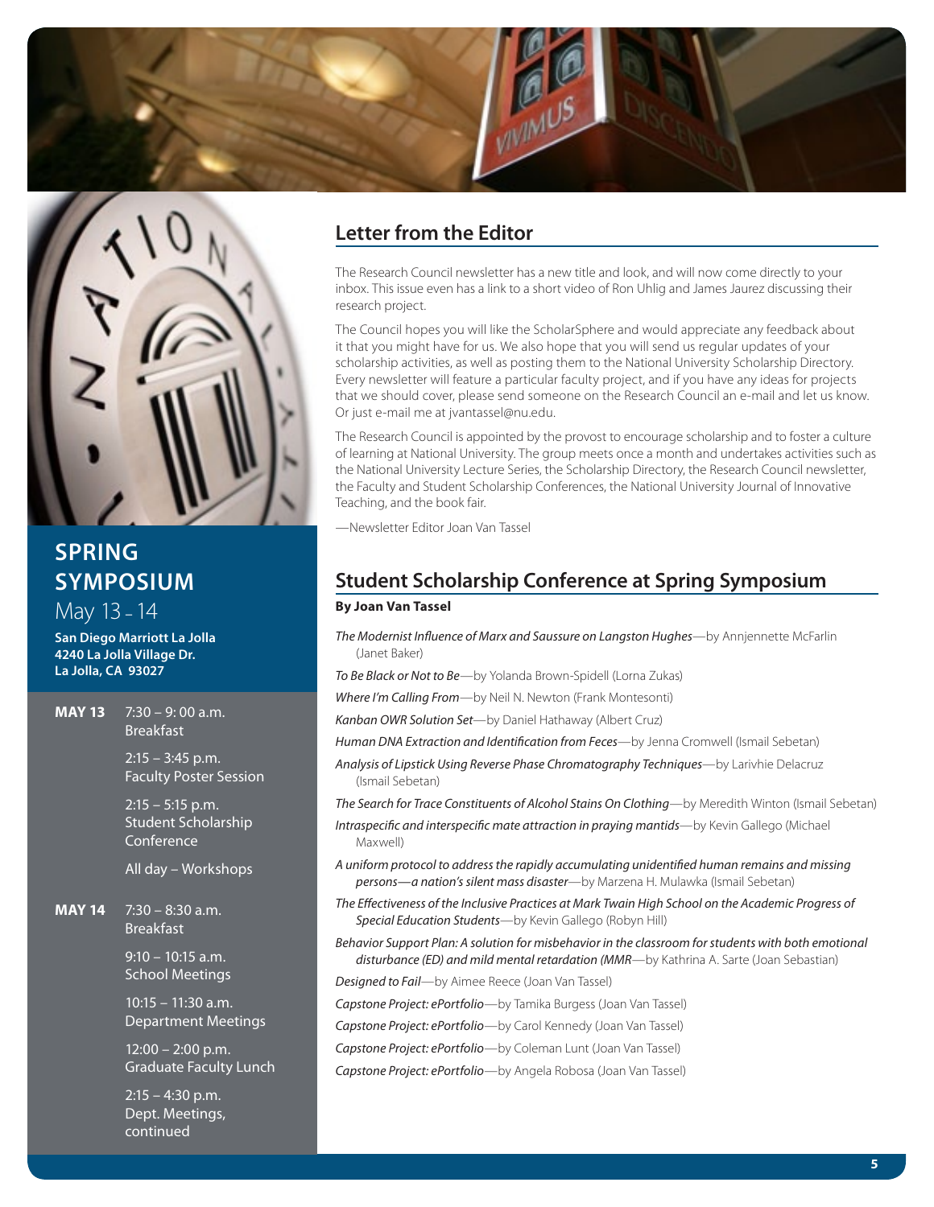## Letter from the Editor

The Research Council newsletter has a new title and look, and will now come directly to your inbox. This issue even has a link to a short video of Ron Uhlig and James Jaurez discussing their research project.

The Council hopes you will like the ScholarSphere and would appreciate any feedback about it that you might have for us. We also hope that you will send us regular updates of your scholarship activities, as well as posting them to the National University Scholarship Directory. Every newsletter will feature a particular faculty project, and if you have any ideas for projects that we should cover, please send someone on the Research Council an e-mail and let us know. Or just e-mail me at jvantassel@nu.edu.

The Research Council is appointed by the provost to encourage scholarship and to foster a culture of learning at National University. The group meets once a month and undertakes activities such as the National University Lecture Series, the Scholarship Directory, the Research Council newsletter, the Faculty and Student Scholarship Conferences, the National University Journal of Innovative Teaching, and the book fair.

—Newsletter Editor Joan Van Tassel

## Student Scholarship Conference at Spring Symposium

**By Joan Van Tassel**

*The Modernist Influence of Marx and Saussure on Langston Hughes*—by Annjennette McFarlin (Janet Baker)

*To Be Black or Not to Be*—by Yolanda Brown-Spidell (Lorna Zukas)

*Where I'm Calling From*—by Neil N. Newton (Frank Montesonti)

*Kanban OWR Solution Set*—by Daniel Hathaway (Albert Cruz)

*Human DNA Extraction and Identification from Feces*—by Jenna Cromwell (Ismail Sebetan)

*Analysis of Lipstick Using Reverse Phase Chromatography Techniques*—by Larivhie Delacruz (Ismail Sebetan)

*The Search for Trace Constituents of Alcohol Stains On Clothing*—by Meredith Winton (Ismail Sebetan)

*Intraspecific and interspecific mate attraction in praying mantids*—by Kevin Gallego (Michael Maxwell)

*A uniform protocol to address the rapidly accumulating unidentified human remains and missing persons—a nation's silent mass disaster*—by Marzena H. Mulawka (Ismail Sebetan)

*The Effectiveness of the Inclusive Practices at Mark Twain High School on the Academic Progress of Special Education Students*—by Kevin Gallego (Robyn Hill)

*Behavior Support Plan: A solution for misbehavior in the classroom for students with both emotional disturbance (ED) and mild mental retardation (MMR*—by Kathrina A. Sarte (Joan Sebastian)

*Designed to Fail*—by Aimee Reece (Joan Van Tassel)

*Capstone Project: ePortfolio*—by Tamika Burgess (Joan Van Tassel)

*Capstone Project: ePortfolio*—by Carol Kennedy (Joan Van Tassel)

*Capstone Project: ePortfolio*—by Coleman Lunt (Joan Van Tassel)

*Capstone Project: ePortfolio*—by Angela Robosa (Joan Van Tassel)

## SPRING SYMPOSIUM

May 13 – 14

**San Diego Marriott La Jolla**
**4240 La Jolla Village Dr.**
**La Jolla, CA 93027**

**MAY 13**

7:30 – 9: 00 a.m.
Breakfast

2:15 – 3:45 p.m.
Faculty Poster Session

2:15 – 5:15 p.m.
Student Scholarship Conference

All day – Workshops

**MAY 14**

7:30 – 8:30 a.m.
Breakfast

9:10 – 10:15 a.m.
School Meetings

10:15 – 11:30 a.m.
Department Meetings

12:00 – 2:00 p.m.
Graduate Faculty Lunch

2:15 – 4:30 p.m.
Dept. Meetings, continued